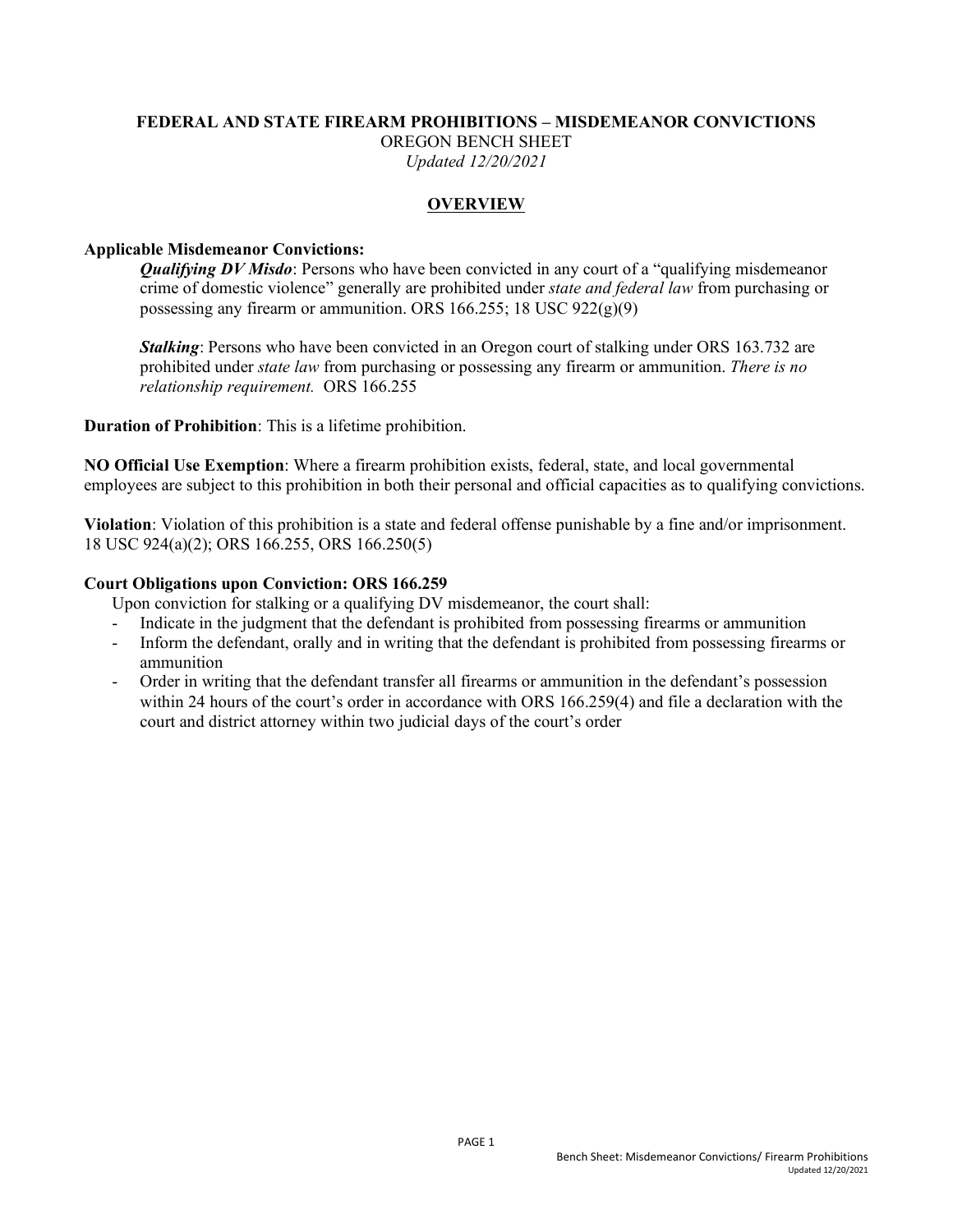# FEDERAL AND STATE FIREARM PROHIBITIONS – MISDEMEANOR CONVICTIONS

OREGON BENCH SHEET

*Updated 12/20/2021*

## OVERVIEW

**Applicable Misdemeanor Convictions:**

***Qualifying DV Misdo***: Persons who have been convicted in any court of a "qualifying misdemeanor crime of domestic violence" generally are prohibited under *state and federal law* from purchasing or possessing any firearm or ammunition. ORS 166.255; 18 USC 922(g)(9)

***Stalking***: Persons who have been convicted in an Oregon court of stalking under ORS 163.732 are prohibited under *state law* from purchasing or possessing any firearm or ammunition. *There is no relationship requirement.* ORS 166.255

**Duration of Prohibition**: This is a lifetime prohibition.

**NO Official Use Exemption**: Where a firearm prohibition exists, federal, state, and local governmental employees are subject to this prohibition in both their personal and official capacities as to qualifying convictions.

**Violation**: Violation of this prohibition is a state and federal offense punishable by a fine and/or imprisonment. 18 USC 924(a)(2); ORS 166.255, ORS 166.250(5)

**Court Obligations upon Conviction: ORS 166.259**

Upon conviction for stalking or a qualifying DV misdemeanor, the court shall:

- Indicate in the judgment that the defendant is prohibited from possessing firearms or ammunition
- Inform the defendant, orally and in writing that the defendant is prohibited from possessing firearms or ammunition
- Order in writing that the defendant transfer all firearms or ammunition in the defendant's possession within 24 hours of the court's order in accordance with ORS 166.259(4) and file a declaration with the court and district attorney within two judicial days of the court's order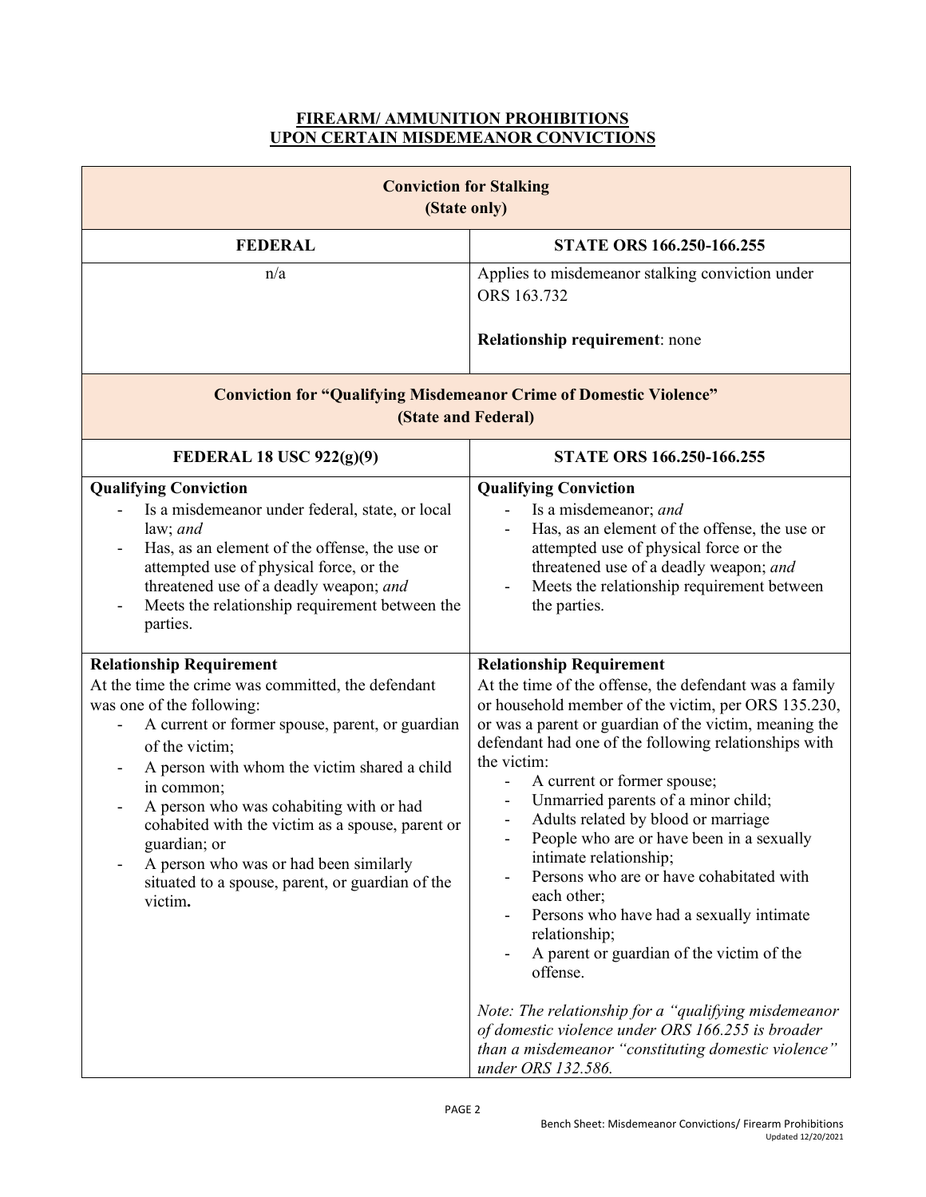## FIREARM/ AMMUNITION PROHIBITIONS UPON CERTAIN MISDEMEANOR CONVICTIONS

| **Conviction for Stalking (State only)** | |
|---|---|
| **FEDERAL** | **STATE ORS 166.250-166.255** |
| n/a | Applies to misdemeanor stalking conviction under ORS 163.732<br><br>**Relationship requirement**: none |

| **Conviction for "Qualifying Misdemeanor Crime of Domestic Violence" (State and Federal)** | |
|---|---|
| **FEDERAL 18 USC 922(g)(9)** | **STATE ORS 166.250-166.255** |
| **Qualifying Conviction**<br>- Is a misdemeanor under federal, state, or local law; *and*<br>- Has, as an element of the offense, the use or attempted use of physical force, or the threatened use of a deadly weapon; *and*<br>- Meets the relationship requirement between the parties. | **Qualifying Conviction**<br>- Is a misdemeanor; *and*<br>- Has, as an element of the offense, the use or attempted use of physical force or the threatened use of a deadly weapon; *and*<br>- Meets the relationship requirement between the parties. |
| **Relationship Requirement**<br>At the time the crime was committed, the defendant was one of the following:<br>- A current or former spouse, parent, or guardian of the victim;<br>- A person with whom the victim shared a child in common;<br>- A person who was cohabiting with or had cohabited with the victim as a spouse, parent or guardian; or<br>- A person who was or had been similarly situated to a spouse, parent, or guardian of the victim**.** | **Relationship Requirement**<br>At the time of the offense, the defendant was a family or household member of the victim, per ORS 135.230, or was a parent or guardian of the victim, meaning the defendant had one of the following relationships with the victim:<br>- A current or former spouse;<br>- Unmarried parents of a minor child;<br>- Adults related by blood or marriage<br>- People who are or have been in a sexually intimate relationship;<br>- Persons who are or have cohabitated with each other;<br>- Persons who have had a sexually intimate relationship;<br>- A parent or guardian of the victim of the offense.<br><br>*Note: The relationship for a "qualifying misdemeanor of domestic violence under ORS 166.255 is broader than a misdemeanor "constituting domestic violence" under ORS 132.586.* |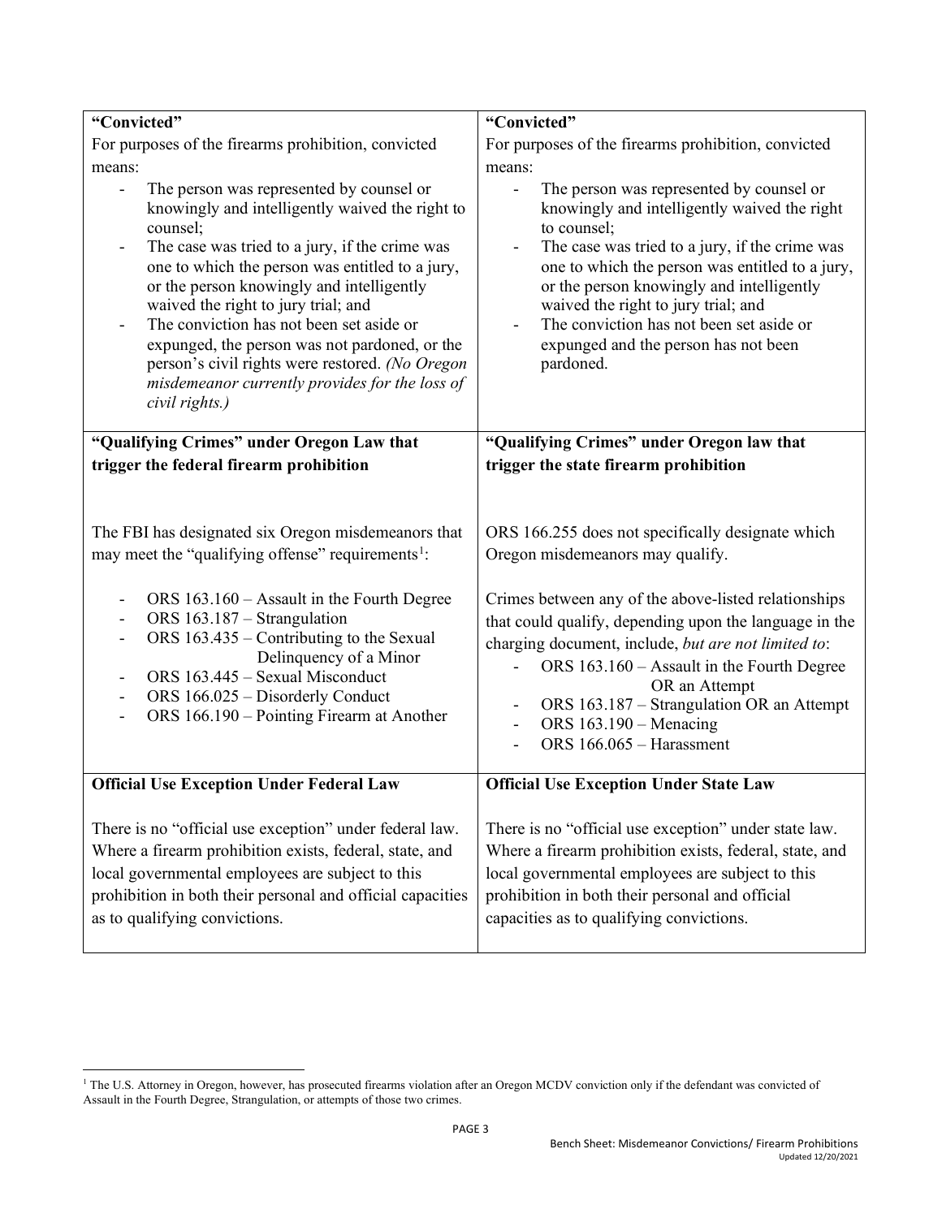| **"Convicted"**<br>For purposes of the firearms prohibition, convicted means:<br>- The person was represented by counsel or knowingly and intelligently waived the right to counsel;<br>- The case was tried to a jury, if the crime was one to which the person was entitled to a jury, or the person knowingly and intelligently waived the right to jury trial; and<br>- The conviction has not been set aside or expunged, the person was not pardoned, or the person's civil rights were restored. *(No Oregon misdemeanor currently provides for the loss of civil rights.)* | **"Convicted"**<br>For purposes of the firearms prohibition, convicted means:<br>- The person was represented by counsel or knowingly and intelligently waived the right to counsel;<br>- The case was tried to a jury, if the crime was one to which the person was entitled to a jury, or the person knowingly and intelligently waived the right to jury trial; and<br>- The conviction has not been set aside or expunged and the person has not been pardoned. |
|---|---|
| **"Qualifying Crimes" under Oregon Law that trigger the federal firearm prohibition**<br><br>The FBI has designated six Oregon misdemeanors that may meet the "qualifying offense" requirements[1]:<br>- ORS 163.160 – Assault in the Fourth Degree<br>- ORS 163.187 – Strangulation<br>- ORS 163.435 – Contributing to the Sexual Delinquency of a Minor<br>- ORS 163.445 – Sexual Misconduct<br>- ORS 166.025 – Disorderly Conduct<br>- ORS 166.190 – Pointing Firearm at Another | **"Qualifying Crimes" under Oregon law that trigger the state firearm prohibition**<br><br>ORS 166.255 does not specifically designate which Oregon misdemeanors may qualify.<br><br>Crimes between any of the above-listed relationships that could qualify, depending upon the language in the charging document, include, *but are not limited to*:<br>- ORS 163.160 – Assault in the Fourth Degree OR an Attempt<br>- ORS 163.187 – Strangulation OR an Attempt<br>- ORS 163.190 – Menacing<br>- ORS 166.065 – Harassment |
| **Official Use Exception Under Federal Law**<br><br>There is no "official use exception" under federal law. Where a firearm prohibition exists, federal, state, and local governmental employees are subject to this prohibition in both their personal and official capacities as to qualifying convictions. | **Official Use Exception Under State Law**<br><br>There is no "official use exception" under state law. Where a firearm prohibition exists, federal, state, and local governmental employees are subject to this prohibition in both their personal and official capacities as to qualifying convictions. |

[1] The U.S. Attorney in Oregon, however, has prosecuted firearms violation after an Oregon MCDV conviction only if the defendant was convicted of Assault in the Fourth Degree, Strangulation, or attempts of those two crimes.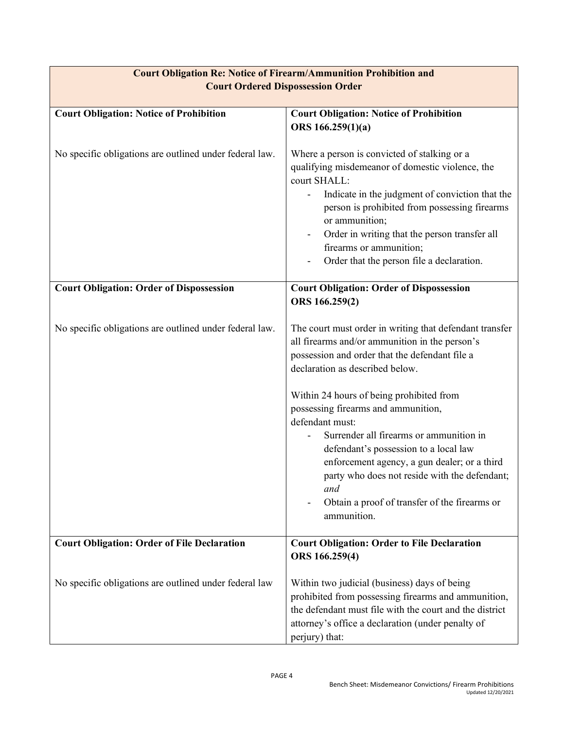| Court Obligation Re: Notice of Firearm/Ammunition Prohibition and Court Ordered Dispossession Order | |
|---|---|
| **Court Obligation: Notice of Prohibition**<br><br>No specific obligations are outlined under federal law. | **Court Obligation: Notice of Prohibition ORS 166.259(1)(a)**<br><br>Where a person is convicted of stalking or a qualifying misdemeanor of domestic violence, the court SHALL:<br>- Indicate in the judgment of conviction that the person is prohibited from possessing firearms or ammunition;<br>- Order in writing that the person transfer all firearms or ammunition;<br>- Order that the person file a declaration. |
| **Court Obligation: Order of Dispossession**<br><br>No specific obligations are outlined under federal law. | **Court Obligation: Order of Dispossession ORS 166.259(2)**<br><br>The court must order in writing that defendant transfer all firearms and/or ammunition in the person's possession and order that the defendant file a declaration as described below.<br><br>Within 24 hours of being prohibited from possessing firearms and ammunition, defendant must:<br>- Surrender all firearms or ammunition in defendant's possession to a local law enforcement agency, a gun dealer; or a third party who does not reside with the defendant; *and*<br>- Obtain a proof of transfer of the firearms or ammunition. |
| **Court Obligation: Order of File Declaration**<br><br>No specific obligations are outlined under federal law | **Court Obligation: Order to File Declaration ORS 166.259(4)**<br><br>Within two judicial (business) days of being prohibited from possessing firearms and ammunition, the defendant must file with the court and the district attorney's office a declaration (under penalty of perjury) that: |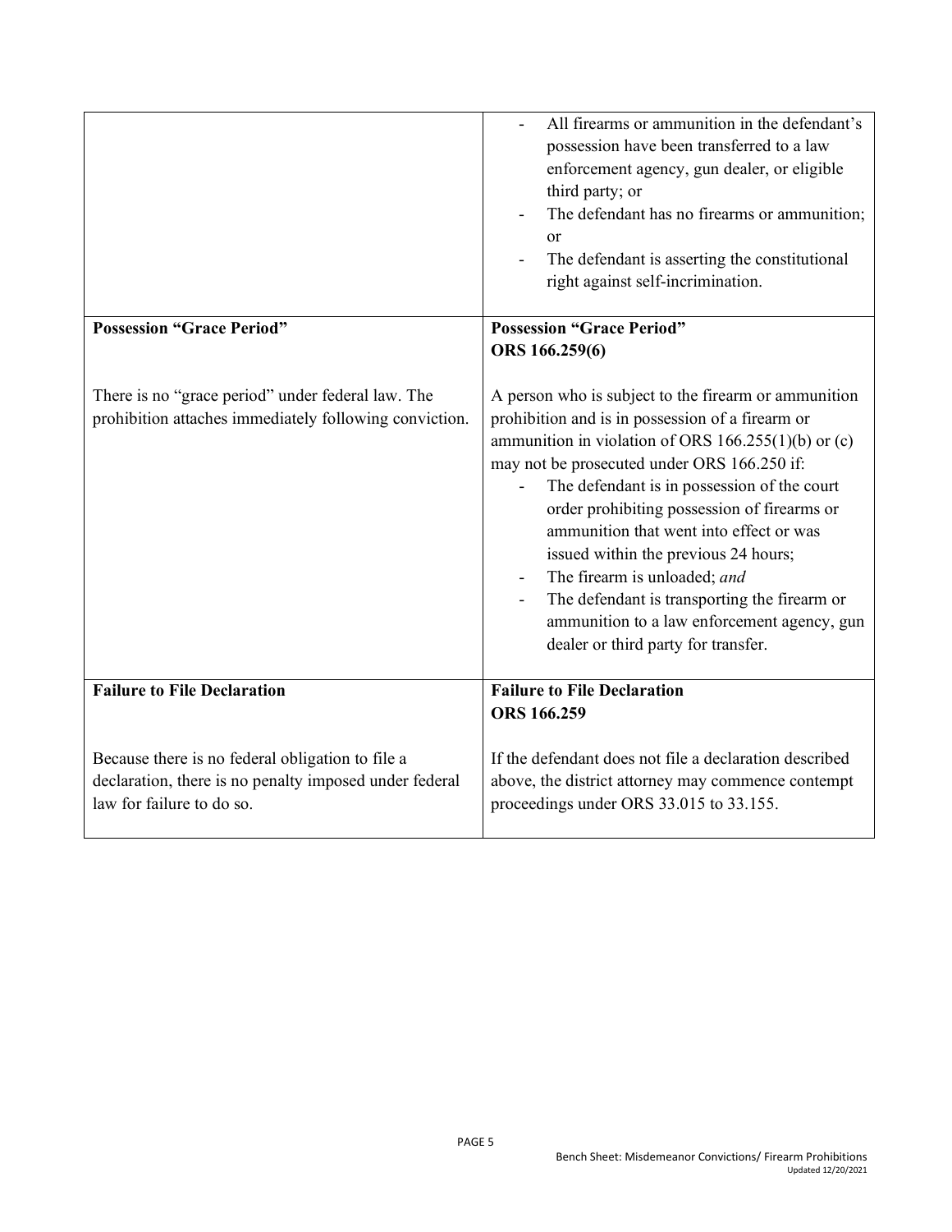| | |
|---|---|
| | - All firearms or ammunition in the defendant's possession have been transferred to a law enforcement agency, gun dealer, or eligible third party; or<br>- The defendant has no firearms or ammunition; or<br>- The defendant is asserting the constitutional right against self-incrimination. |
| **Possession "Grace Period"**<br><br>There is no "grace period" under federal law. The prohibition attaches immediately following conviction. | **Possession "Grace Period"**<br>**ORS 166.259(6)**<br><br>A person who is subject to the firearm or ammunition prohibition and is in possession of a firearm or ammunition in violation of ORS 166.255(1)(b) or (c) may not be prosecuted under ORS 166.250 if:<br>- The defendant is in possession of the court order prohibiting possession of firearms or ammunition that went into effect or was issued within the previous 24 hours;<br>- The firearm is unloaded; *and*<br>- The defendant is transporting the firearm or ammunition to a law enforcement agency, gun dealer or third party for transfer. |
| **Failure to File Declaration**<br><br>Because there is no federal obligation to file a declaration, there is no penalty imposed under federal law for failure to do so. | **Failure to File Declaration**<br>**ORS 166.259**<br><br>If the defendant does not file a declaration described above, the district attorney may commence contempt proceedings under ORS 33.015 to 33.155. |